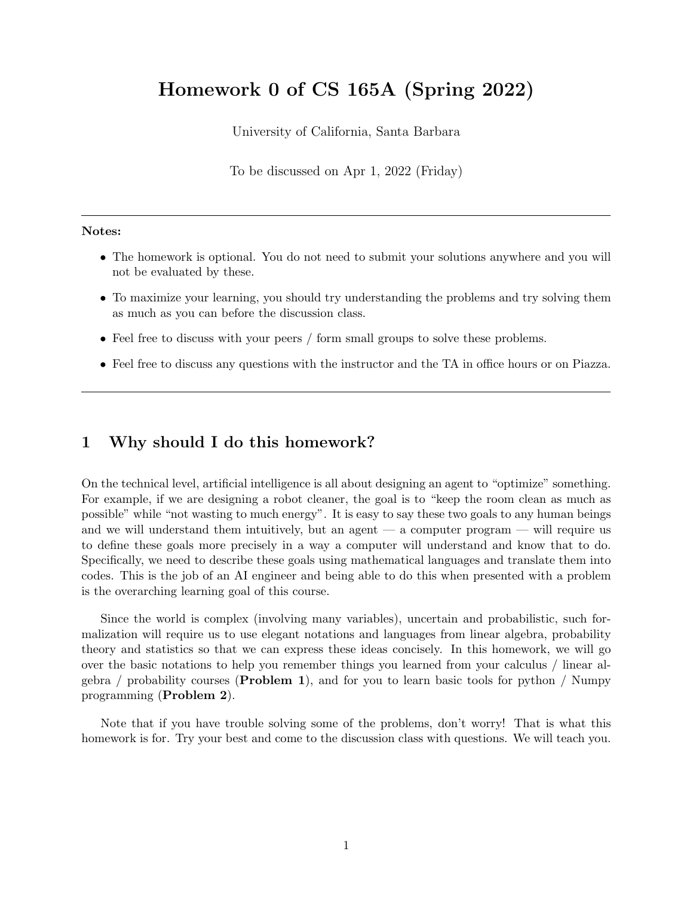# Homework 0 of CS 165A (Spring 2022)

University of California, Santa Barbara

To be discussed on Apr 1, 2022 (Friday)

---

**Notes:**

- The homework is optional. You do not need to submit your solutions anywhere and you will not be evaluated by these.
- To maximize your learning, you should try understanding the problems and try solving them as much as you can before the discussion class.
- Feel free to discuss with your peers / form small groups to solve these problems.
- Feel free to discuss any questions with the instructor and the TA in office hours or on Piazza.

---

## 1 Why should I do this homework?

On the technical level, artificial intelligence is all about designing an agent to "optimize" something. For example, if we are designing a robot cleaner, the goal is to "keep the room clean as much as possible" while "not wasting to much energy". It is easy to say these two goals to any human beings and we will understand them intuitively, but an agent — a computer program — will require us to define these goals more precisely in a way a computer will understand and know that to do. Specifically, we need to describe these goals using mathematical languages and translate them into codes. This is the job of an AI engineer and being able to do this when presented with a problem is the overarching learning goal of this course.

Since the world is complex (involving many variables), uncertain and probabilistic, such formalization will require us to use elegant notations and languages from linear algebra, probability theory and statistics so that we can express these ideas concisely. In this homework, we will go over the basic notations to help you remember things you learned from your calculus / linear algebra / probability courses (**Problem 1**), and for you to learn basic tools for python / Numpy programming (**Problem 2**).

Note that if you have trouble solving some of the problems, don't worry! That is what this homework is for. Try your best and come to the discussion class with questions. We will teach you.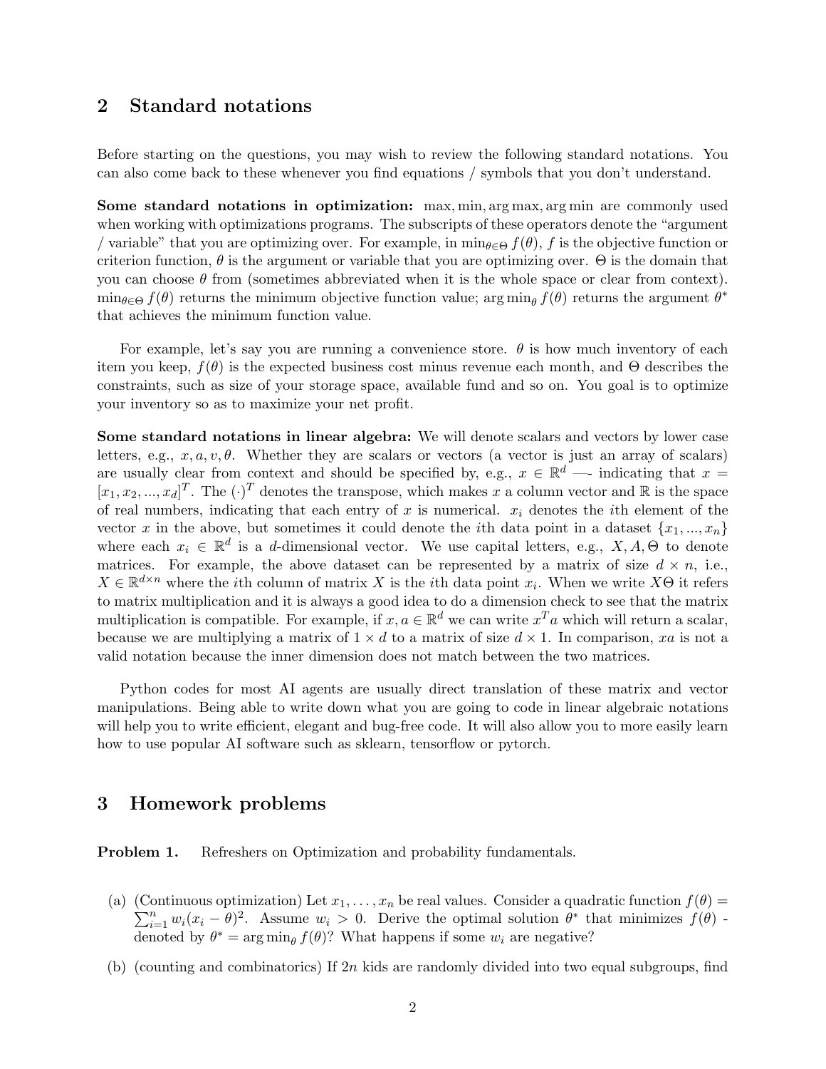## 2 Standard notations

Before starting on the questions, you may wish to review the following standard notations. You can also come back to these whenever you find equations / symbols that you don't understand.

**Some standard notations in optimization:** $\max, \min, \arg\max, \arg\min$ are commonly used when working with optimizations programs. The subscripts of these operators denote the "argument / variable" that you are optimizing over. For example, in $\min_{\theta \in \Theta} f(\theta)$, $f$ is the objective function or criterion function, $\theta$ is the argument or variable that you are optimizing over. $\Theta$ is the domain that you can choose $\theta$ from (sometimes abbreviated when it is the whole space or clear from context). $\min_{\theta \in \Theta} f(\theta)$ returns the minimum objective function value; $\arg\min_{\theta} f(\theta)$ returns the argument $\theta^*$ that achieves the minimum function value.

For example, let's say you are running a convenience store. $\theta$ is how much inventory of each item you keep, $f(\theta)$ is the expected business cost minus revenue each month, and $\Theta$ describes the constraints, such as size of your storage space, available fund and so on. You goal is to optimize your inventory so as to maximize your net profit.

**Some standard notations in linear algebra:** We will denote scalars and vectors by lower case letters, e.g., $x, a, v, \theta$. Whether they are scalars or vectors (a vector is just an array of scalars) are usually clear from context and should be specified by, e.g., $x \in \mathbb{R}^d$ —- indicating that $x = [x_1, x_2, ..., x_d]^T$. The $(\cdot)^T$ denotes the transpose, which makes $x$ a column vector and $\mathbb{R}$ is the space of real numbers, indicating that each entry of $x$ is numerical. $x_i$ denotes the $i$th element of the vector $x$ in the above, but sometimes it could denote the $i$th data point in a dataset $\{x_1, ..., x_n\}$ where each $x_i \in \mathbb{R}^d$ is a $d$-dimensional vector. We use capital letters, e.g., $X, A, \Theta$ to denote matrices. For example, the above dataset can be represented by a matrix of size $d \times n$, i.e., $X \in \mathbb{R}^{d \times n}$ where the $i$th column of matrix $X$ is the $i$th data point $x_i$. When we write $X\Theta$ it refers to matrix multiplication and it is always a good idea to do a dimension check to see that the matrix multiplication is compatible. For example, if $x, a \in \mathbb{R}^d$ we can write $x^T a$ which will return a scalar, because we are multiplying a matrix of $1 \times d$ to a matrix of size $d \times 1$. In comparison, $xa$ is not a valid notation because the inner dimension does not match between the two matrices.

Python codes for most AI agents are usually direct translation of these matrix and vector manipulations. Being able to write down what you are going to code in linear algebraic notations will help you to write efficient, elegant and bug-free code. It will also allow you to more easily learn how to use popular AI software such as sklearn, tensorflow or pytorch.

## 3 Homework problems

**Problem 1.** Refreshers on Optimization and probability fundamentals.

(a) (Continuous optimization) Let $x_1, \ldots, x_n$ be real values. Consider a quadratic function $f(\theta) = \sum_{i=1}^{n} w_i (x_i - \theta)^2$. Assume $w_i > 0$. Derive the optimal solution $\theta^*$ that minimizes $f(\theta)$ - denoted by $\theta^* = \arg\min_{\theta} f(\theta)$? What happens if some $w_i$ are negative?

(b) (counting and combinatorics) If $2n$ kids are randomly divided into two equal subgroups, find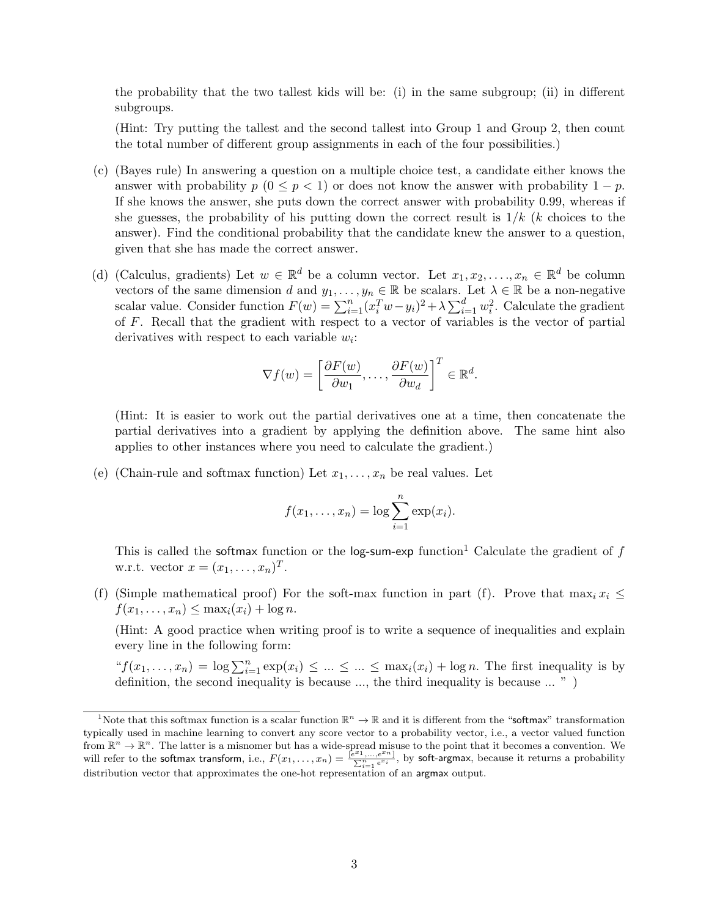the probability that the two tallest kids will be: (i) in the same subgroup; (ii) in different subgroups.

(Hint: Try putting the tallest and the second tallest into Group 1 and Group 2, then count the total number of different group assignments in each of the four possibilities.)

(c) (Bayes rule) In answering a question on a multiple choice test, a candidate either knows the answer with probability $p$ ($0 \le p < 1$) or does not know the answer with probability $1 - p$. If she knows the answer, she puts down the correct answer with probability 0.99, whereas if she guesses, the probability of his putting down the correct result is $1/k$ ($k$ choices to the answer). Find the conditional probability that the candidate knew the answer to a question, given that she has made the correct answer.

(d) (Calculus, gradients) Let $w \in \mathbb{R}^d$ be a column vector. Let $x_1, x_2, \ldots, x_n \in \mathbb{R}^d$ be column vectors of the same dimension $d$ and $y_1, \ldots, y_n \in \mathbb{R}$ be scalars. Let $\lambda \in \mathbb{R}$ be a non-negative scalar value. Consider function $F(w) = \sum_{i=1}^n (x_i^T w - y_i)^2 + \lambda \sum_{i=1}^d w_i^2$. Calculate the gradient of $F$. Recall that the gradient with respect to a vector of variables is the vector of partial derivatives with respect to each variable $w_i$:

$$\nabla f(w) = \left[ \frac{\partial F(w)}{\partial w_1}, \ldots, \frac{\partial F(w)}{\partial w_d} \right]^T \in \mathbb{R}^d.$$

(Hint: It is easier to work out the partial derivatives one at a time, then concatenate the partial derivatives into a gradient by applying the definition above. The same hint also applies to other instances where you need to calculate the gradient.)

(e) (Chain-rule and softmax function) Let $x_1, \ldots, x_n$ be real values. Let

$$f(x_1, \ldots, x_n) = \log \sum_{i=1}^n \exp(x_i).$$

This is called the softmax function or the log-sum-exp function[1] Calculate the gradient of $f$ w.r.t. vector $x = (x_1, \ldots, x_n)^T$.

(f) (Simple mathematical proof) For the soft-max function in part (f). Prove that $\max_i x_i \le f(x_1, \ldots, x_n) \le \max_i(x_i) + \log n$.

(Hint: A good practice when writing proof is to write a sequence of inequalities and explain every line in the following form:

"$f(x_1, \ldots, x_n) = \log \sum_{i=1}^n \exp(x_i) \le \ldots \le \ldots \le \max_i(x_i) + \log n$. The first inequality is by definition, the second inequality is because ..., the third inequality is because ... " )

---

[1] Note that this softmax function is a scalar function $\mathbb{R}^n \to \mathbb{R}$ and it is different from the "softmax" transformation typically used in machine learning to convert any score vector to a probability vector, i.e., a vector valued function from $\mathbb{R}^n \to \mathbb{R}^n$. The latter is a misnomer but has a wide-spread misuse to the point that it becomes a convention. We will refer to the softmax transform, i.e., $F(x_1, \ldots, x_n) = \frac{[e^{x_1}, \ldots, e^{x_n}]}{\sum_{i=1}^n e^{x_i}}$, by soft-argmax, because it returns a probability distribution vector that approximates the one-hot representation of an argmax output.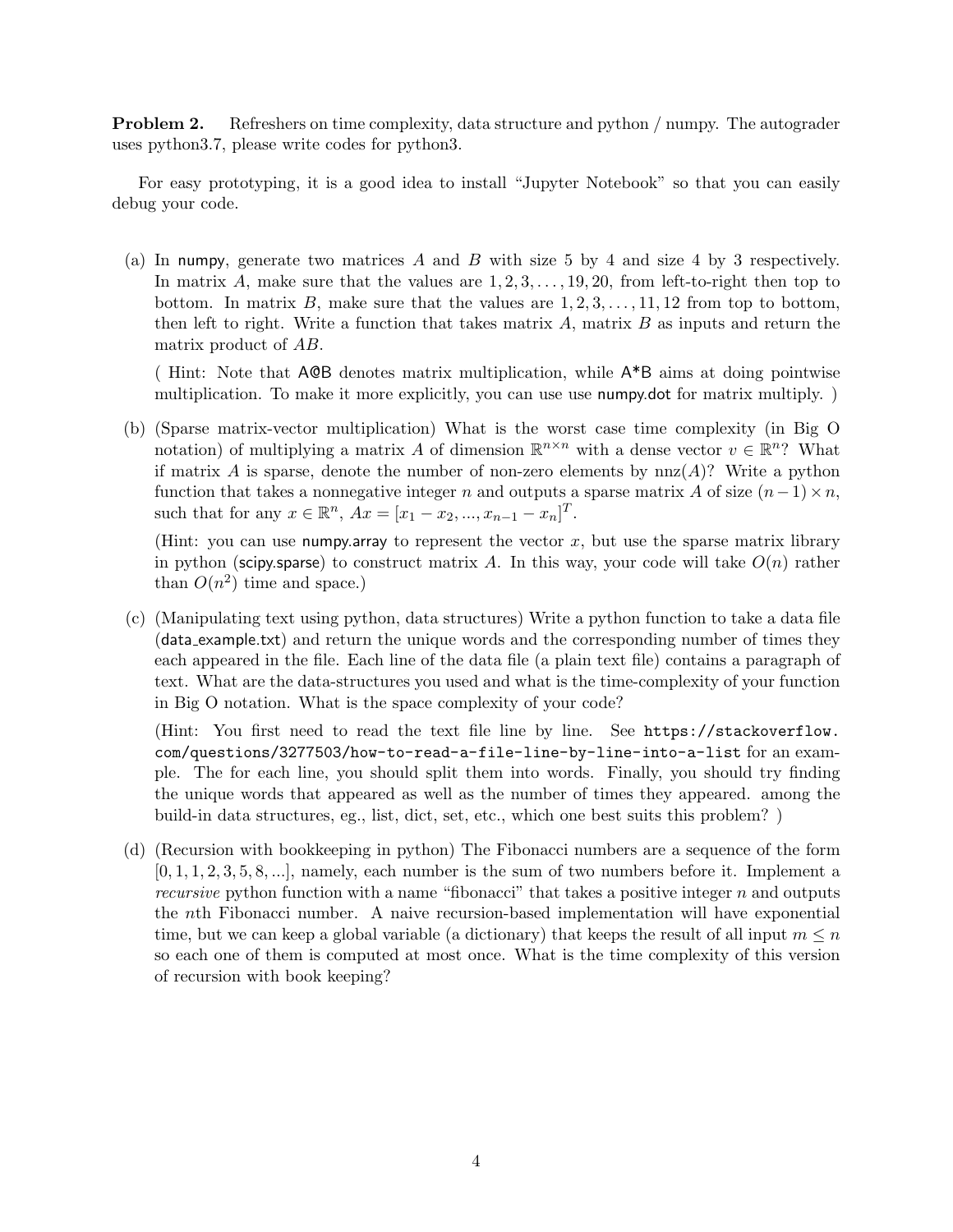**Problem 2.** Refreshers on time complexity, data structure and python / numpy. The autograder uses python3.7, please write codes for python3.

For easy prototyping, it is a good idea to install "Jupyter Notebook" so that you can easily debug your code.

(a) In numpy, generate two matrices $A$ and $B$ with size 5 by 4 and size 4 by 3 respectively. In matrix $A$, make sure that the values are $1, 2, 3, \ldots, 19, 20$, from left-to-right then top to bottom. In matrix $B$, make sure that the values are $1, 2, 3, \ldots, 11, 12$ from top to bottom, then left to right. Write a function that takes matrix $A$, matrix $B$ as inputs and return the matrix product of $AB$.

( Hint: Note that A@B denotes matrix multiplication, while A*B aims at doing pointwise multiplication. To make it more explicitly, you can use use numpy.dot for matrix multiply. )

(b) (Sparse matrix-vector multiplication) What is the worst case time complexity (in Big O notation) of multiplying a matrix $A$ of dimension $\mathbb{R}^{n \times n}$ with a dense vector $v \in \mathbb{R}^n$? What if matrix $A$ is sparse, denote the number of non-zero elements by $\mathrm{nnz}(A)$? Write a python function that takes a nonnegative integer $n$ and outputs a sparse matrix $A$ of size $(n-1) \times n$, such that for any $x \in \mathbb{R}^n$, $Ax = [x_1 - x_2, \ldots, x_{n-1} - x_n]^T$.

(Hint: you can use numpy.array to represent the vector $x$, but use the sparse matrix library in python (scipy.sparse) to construct matrix $A$. In this way, your code will take $O(n)$ rather than $O(n^2)$ time and space.)

(c) (Manipulating text using python, data structures) Write a python function to take a data file (data_example.txt) and return the unique words and the corresponding number of times they each appeared in the file. Each line of the data file (a plain text file) contains a paragraph of text. What are the data-structures you used and what is the time-complexity of your function in Big O notation. What is the space complexity of your code?

(Hint: You first need to read the text file line by line. See https://stackoverflow.com/questions/3277503/how-to-read-a-file-line-by-line-into-a-list for an example. The for each line, you should split them into words. Finally, you should try finding the unique words that appeared as well as the number of times they appeared. among the build-in data structures, eg., list, dict, set, etc., which one best suits this problem? )

(d) (Recursion with bookkeeping in python) The Fibonacci numbers are a sequence of the form $[0, 1, 1, 2, 3, 5, 8, \ldots]$, namely, each number is the sum of two numbers before it. Implement a *recursive* python function with a name "fibonacci" that takes a positive integer $n$ and outputs the $n$th Fibonacci number. A naive recursion-based implementation will have exponential time, but we can keep a global variable (a dictionary) that keeps the result of all input $m \leq n$ so each one of them is computed at most once. What is the time complexity of this version of recursion with book keeping?